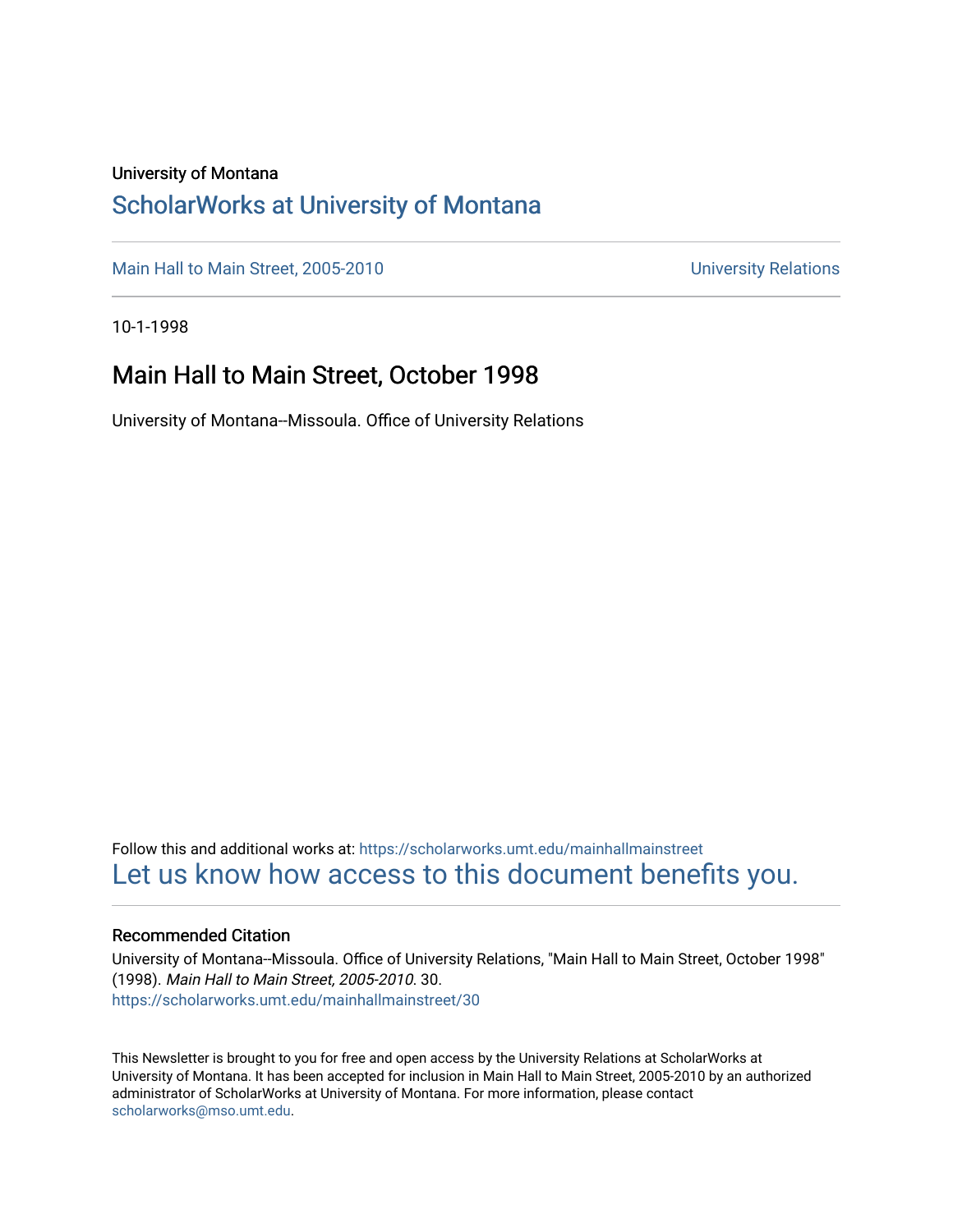University of Montana

# ScholarWorks at University of Montana

Main Hall to Main Street, 2005-2010 | University Relations

10-1-1998

## Main Hall to Main Street, October 1998

University of Montana--Missoula. Office of University Relations

Follow this and additional works at: https://scholarworks.umt.edu/mainhallmainstreet

Let us know how access to this document benefits you.

### Recommended Citation

University of Montana--Missoula. Office of University Relations, "Main Hall to Main Street, October 1998" (1998). *Main Hall to Main Street, 2005-2010*. 30.
https://scholarworks.umt.edu/mainhallmainstreet/30

This Newsletter is brought to you for free and open access by the University Relations at ScholarWorks at University of Montana. It has been accepted for inclusion in Main Hall to Main Street, 2005-2010 by an authorized administrator of ScholarWorks at University of Montana. For more information, please contact scholarworks@mso.umt.edu.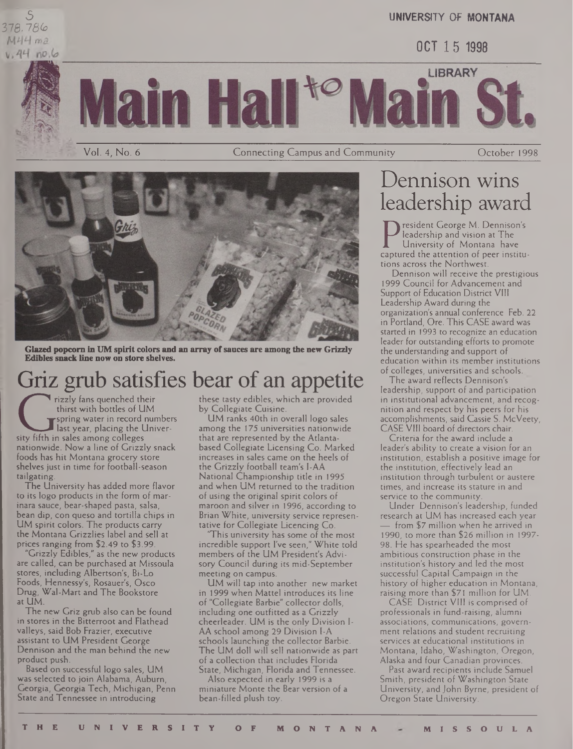S
378.786
M44 ma
v.44 no.6

UNIVERSITY OF MONTANA

OCT 15 1998

LIBRARY

# Main Hall to Main St.

Vol. 4, No. 6 | Connecting Campus and Community | October 1998

**Glazed popcorn in UM spirit colors and an array of sauces are among the new Grizzly Edibles snack line now on store shelves.**

## Griz grub satisfies bear of an appetite

Grizzly fans quenched their thirst with bottles of UM spring water in record numbers last year, placing the University fifth in sales among colleges nationwide. Now a line of Grizzly snack foods has hit Montana grocery store shelves just in time for football-season tailgating.

The University has added more flavor to its logo products in the form of marinara sauce, bear-shaped pasta, salsa, bean dip, con queso and tortilla chips in UM spirit colors. The products carry the Montana Grizzlies label and sell at prices ranging from $2.49 to $3.99.

"Grizzly Edibles," as the new products are called, can be purchased at Missoula stores, including Albertson's, Bi-Lo Foods, Hennessy's, Rosauer's, Osco Drug, Wal-Mart and The Bookstore at UM.

The new Griz grub also can be found in stores in the Bitterroot and Flathead valleys, said Bob Frazier, executive assistant to UM President George Dennison and the man behind the new product push.

Based on successful logo sales, UM was selected to join Alabama, Auburn, Georgia, Georgia Tech, Michigan, Penn State and Tennessee in introducing these tasty edibles, which are provided by Collegiate Cuisine.

UM ranks 40th in overall logo sales among the 175 universities nationwide that are represented by the Atlanta-based Collegiate Licensing Co. Marked increases in sales came on the heels of the Grizzly football team's I-AA National Championship title in 1995 and when UM returned to the tradition of using the original spirit colors of maroon and silver in 1996, according to Brian White, university service representative for Collegiate Licencing Co.

"This university has some of the most incredible support I've seen," White told members of the UM President's Advisory Council during its mid-September meeting on campus.

UM will tap into another new market in 1999 when Mattel introduces its line of "Collegiate Barbie" collector dolls, including one outfitted as a Grizzly cheerleader. UM is the only Division I-AA school among 29 Division I-A schools launching the collector Barbie. The UM doll will sell nationwide as part of a collection that includes Florida State, Michigan, Florida and Tennessee.

Also expected in early 1999 is a miniature Monte the Bear version of a bean-filled plush toy.

## Dennison wins leadership award

President George M. Dennison's leadership and vision at The University of Montana have captured the attention of peer institutions across the Northwest.

Dennison will receive the prestigious 1999 Council for Advancement and Support of Education District VIII Leadership Award during the organization's annual conference Feb. 22 in Portland, Ore. This CASE award was started in 1993 to recognize an education leader for outstanding efforts to promote the understanding and support of education within its member institutions of colleges, universities and schools.

The award reflects Dennison's leadership, support of and participation in institutional advancement, and recognition and respect by his peers for his accomplishments, said Cassie S. McVeety, CASE VIII board of directors chair.

Criteria for the award include a leader's ability to create a vision for an institution, establish a positive image for the institution, effectively lead an institution through turbulent or austere times, and increase its stature in and service to the community.

Under Dennison's leadership, funded research at UM has increased each year — from $7 million when he arrived in 1990, to more than $26 million in 1997-98. He has spearheaded the most ambitious construction phase in the institution's history and led the most successful Capital Campaign in the history of higher education in Montana, raising more than $71 million for UM.

CASE District VIII is comprised of professionals in fund-raising, alumni associations, communications, government relations and student recruiting services at educational institutions in Montana, Idaho, Washington, Oregon, Alaska and four Canadian provinces.

Past award recipients include Samuel Smith, president of Washington State University, and John Byrne, president of Oregon State University.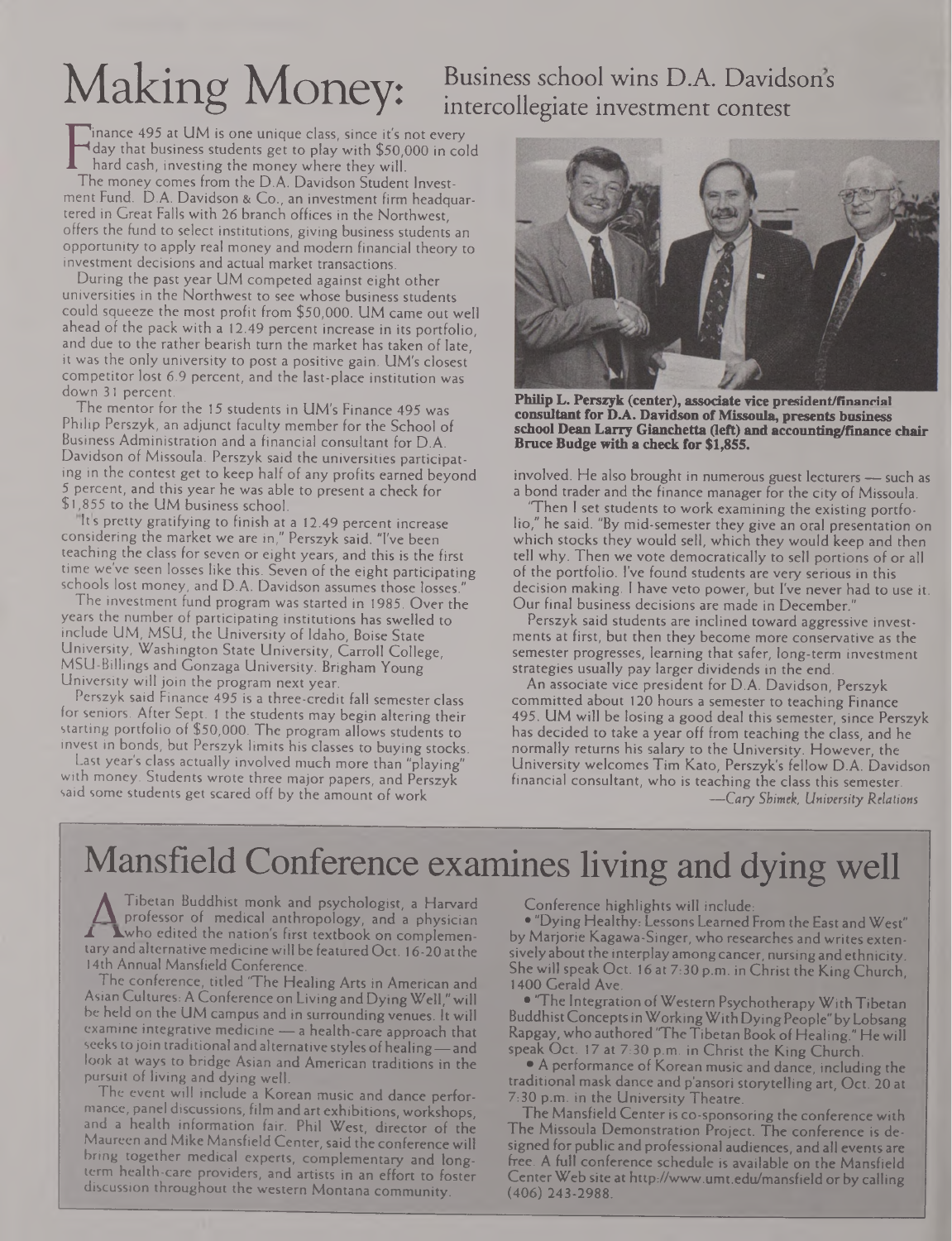# Making Money: Business school wins D.A. Davidson's intercollegiate investment contest

Finance 495 at UM is one unique class, since it's not every day that business students get to play with $50,000 in cold hard cash, investing the money where they will.

The money comes from the D.A. Davidson Student Investment Fund. D.A. Davidson & Co., an investment firm headquartered in Great Falls with 26 branch offices in the Northwest, offers the fund to select institutions, giving business students an opportunity to apply real money and modern financial theory to investment decisions and actual market transactions.

During the past year UM competed against eight other universities in the Northwest to see whose business students could squeeze the most profit from $50,000. UM came out well ahead of the pack with a 12.49 percent increase in its portfolio, and due to the rather bearish turn the market has taken of late, it was the only university to post a positive gain. UM's closest competitor lost 6.9 percent, and the last-place institution was down 31 percent.

The mentor for the 15 students in UM's Finance 495 was Philip Perszyk, an adjunct faculty member for the School of Business Administration and a financial consultant for D.A. Davidson of Missoula. Perszyk said the universities participating in the contest get to keep half of any profits earned beyond 5 percent, and this year he was able to present a check for $1,855 to the UM business school.

"It's pretty gratifying to finish at a 12.49 percent increase considering the market we are in," Perszyk said. "I've been teaching the class for seven or eight years, and this is the first time we've seen losses like this. Seven of the eight participating schools lost money, and D.A. Davidson assumes those losses."

The investment fund program was started in 1985. Over the years the number of participating institutions has swelled to include UM, MSU, the University of Idaho, Boise State University, Washington State University, Carroll College, MSU-Billings and Gonzaga University. Brigham Young University will join the program next year.

Perszyk said Finance 495 is a three-credit fall semester class for seniors. After Sept. 1 the students may begin altering their starting portfolio of $50,000. The program allows students to invest in bonds, but Perszyk limits his classes to buying stocks.

Last year's class actually involved much more than "playing" with money. Students wrote three major papers, and Perszyk said some students get scared off by the amount of work involved. He also brought in numerous guest lecturers — such as a bond trader and the finance manager for the city of Missoula.

"Then I set students to work examining the existing portfolio," he said. "By mid-semester they give an oral presentation on which stocks they would sell, which they would keep and then tell why. Then we vote democratically to sell portions of or all of the portfolio. I've found students are very serious in this decision making. I have veto power, but I've never had to use it. Our final business decisions are made in December."

Perszyk said students are inclined toward aggressive investments at first, but then they become more conservative as the semester progresses, learning that safer, long-term investment strategies usually pay larger dividends in the end.

An associate vice president for D.A. Davidson, Perszyk committed about 120 hours a semester to teaching Finance 495. UM will be losing a good deal this semester, since Perszyk has decided to take a year off from teaching the class, and he normally returns his salary to the University. However, the University welcomes Tim Kato, Perszyk's fellow D.A. Davidson financial consultant, who is teaching the class this semester.

*—Cary Shimek, University Relations*

**Philip L. Perszyk (center), associate vice president/financial consultant for D.A. Davidson of Missoula, presents business school Dean Larry Gianchetta (left) and accounting/finance chair Bruce Budge with a check for $1,855.**

# Mansfield Conference examines living and dying well

A Tibetan Buddhist monk and psychologist, a Harvard professor of medical anthropology, and a physician who edited the nation's first textbook on complementary and alternative medicine will be featured Oct. 16-20 at the 14th Annual Mansfield Conference.

The conference, titled "The Healing Arts in American and Asian Cultures: A Conference on Living and Dying Well," will be held on the UM campus and in surrounding venues. It will examine integrative medicine — a health-care approach that seeks to join traditional and alternative styles of healing — and look at ways to bridge Asian and American traditions in the pursuit of living and dying well.

The event will include a Korean music and dance performance, panel discussions, film and art exhibitions, workshops, and a health information fair. Phil West, director of the Maureen and Mike Mansfield Center, said the conference will bring together medical experts, complementary and long-term health-care providers, and artists in an effort to foster discussion throughout the western Montana community.

Conference highlights will include:

- "Dying Healthy: Lessons Learned From the East and West" by Marjorie Kagawa-Singer, who researches and writes extensively about the interplay among cancer, nursing and ethnicity. She will speak Oct. 16 at 7:30 p.m. in Christ the King Church, 1400 Gerald Ave.
- "The Integration of Western Psychotherapy With Tibetan Buddhist Concepts in Working With Dying People" by Lobsang Rapgay, who authored "The Tibetan Book of Healing." He will speak Oct. 17 at 7:30 p.m. in Christ the King Church.
- A performance of Korean music and dance, including the traditional mask dance and p'ansori storytelling art, Oct. 20 at 7:30 p.m. in the University Theatre.

The Mansfield Center is co-sponsoring the conference with The Missoula Demonstration Project. The conference is designed for public and professional audiences, and all events are free. A full conference schedule is available on the Mansfield Center Web site at http://www.umt.edu/mansfield or by calling (406) 243-2988.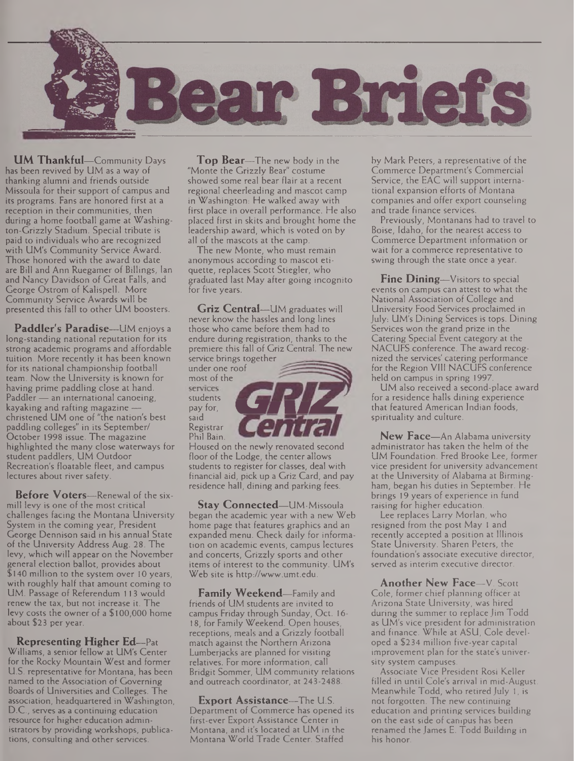# Bear Briefs

**UM Thankful**—Community Days has been revived by UM as a way of thanking alumni and friends outside Missoula for their support of campus and its programs. Fans are honored first at a reception in their communities, then during a home football game at Washington-Grizzly Stadium. Special tribute is paid to individuals who are recognized with UM's Community Service Award. Those honored with the award to date are Bill and Ann Ruegamer of Billings, Ian and Nancy Davidson of Great Falls, and George Ostrom of Kalispell. More Community Service Awards will be presented this fall to other UM boosters.

**Paddler's Paradise**—UM enjoys a long-standing national reputation for its strong academic programs and affordable tuition. More recently it has been known for its national championship football team. Now the University is known for having prime paddling close at hand. Paddler — an international canoeing, kayaking and rafting magazine — christened UM one of "the nation's best paddling colleges" in its September/October 1998 issue. The magazine highlighted the many close waterways for student paddlers, UM Outdoor Recreation's floatable fleet, and campus lectures about river safety.

**Before Voters**—Renewal of the six-mill levy is one of the most critical challenges facing the Montana University System in the coming year, President George Dennison said in his annual State of the University Address Aug. 28. The levy, which will appear on the November general election ballot, provides about $140 million to the system over 10 years, with roughly half that amount coming to UM. Passage of Referendum 113 would renew the tax, but not increase it. The levy costs the owner of a $100,000 home about $23 per year.

**Representing Higher Ed**—Pat Williams, a senior fellow at UM's Center for the Rocky Mountain West and former U.S. representative for Montana, has been named to the Association of Governing Boards of Universities and Colleges. The association, headquartered in Washington, D.C., serves as a continuing education resource for higher education administrators by providing workshops, publications, consulting and other services.

**Top Bear**—The new body in the "Monte the Grizzly Bear" costume showed some real bear flair at a recent regional cheerleading and mascot camp in Washington: He walked away with first place in overall performance. He also placed first in skits and brought home the leadership award, which is voted on by all of the mascots at the camp.

The new Monte, who must remain anonymous according to mascot etiquette, replaces Scott Stiegler, who graduated last May after going incognito for five years.

**Griz Central**—UM graduates will never know the hassles and long lines those who came before them had to endure during registration, thanks to the premiere this fall of Griz Central. The new service brings together under one roof most of the services students pay for, said Registrar Phil Bain. Housed on the newly renovated second floor of the Lodge, the center allows students to register for classes, deal with financial aid, pick up a Griz Card, and pay residence hall, dining and parking fees.

**Stay Connected**—UM-Missoula began the academic year with a new Web home page that features graphics and an expanded menu. Check daily for information on academic events, campus lectures and concerts, Grizzly sports and other items of interest to the community. UM's Web site is http://www.umt.edu.

**Family Weekend**—Family and friends of UM students are invited to campus Friday through Sunday, Oct. 16-18, for Family Weekend. Open houses, receptions, meals and a Grizzly football match against the Northern Arizona Lumberjacks are planned for visiting relatives. For more information, call Bridgit Sommer, UM community relations and outreach coordinator, at 243-2488.

**Export Assistance**—The U.S. Department of Commerce has opened its first-ever Export Assistance Center in Montana, and it's located at UM in the Montana World Trade Center. Staffed by Mark Peters, a representative of the Commerce Department's Commercial Service, the EAC will support international expansion efforts of Montana companies and offer export counseling and trade finance services.

Previously, Montanans had to travel to Boise, Idaho, for the nearest access to Commerce Department information or wait for a commerce representative to swing through the state once a year.

**Fine Dining**—Visitors to special events on campus can attest to what the National Association of College and University Food Services proclaimed in July: UM's Dining Services is tops. Dining Services won the grand prize in the Catering Special Event category at the NACUFS conference. The award recognized the services' catering performance for the Region VIII NACUFS conference held on campus in spring 1997.

UM also received a second-place award for a residence halls dining experience that featured American Indian foods, spirituality and culture.

**New Face**—An Alabama university administrator has taken the helm of the UM Foundation. Fred Brooke Lee, former vice president for university advancement at the University of Alabama at Birmingham, began his duties in September. He brings 19 years of experience in fund raising for higher education.

Lee replaces Larry Morlan, who resigned from the post May 1 and recently accepted a position at Illinois State University. Sharen Peters, the foundation's associate executive director, served as interim executive director.

**Another New Face**—V. Scott Cole, former chief planning officer at Arizona State University, was hired during the summer to replace Jim Todd as UM's vice president for administration and finance. While at ASU, Cole developed a $234 million five-year capital improvement plan for the state's university system campuses.

Associate Vice President Rosi Keller filled in until Cole's arrival in mid-August. Meanwhile Todd, who retired July 1, is not forgotten. The new continuing education and printing services building on the east side of campus has been renamed the James E. Todd Building in his honor.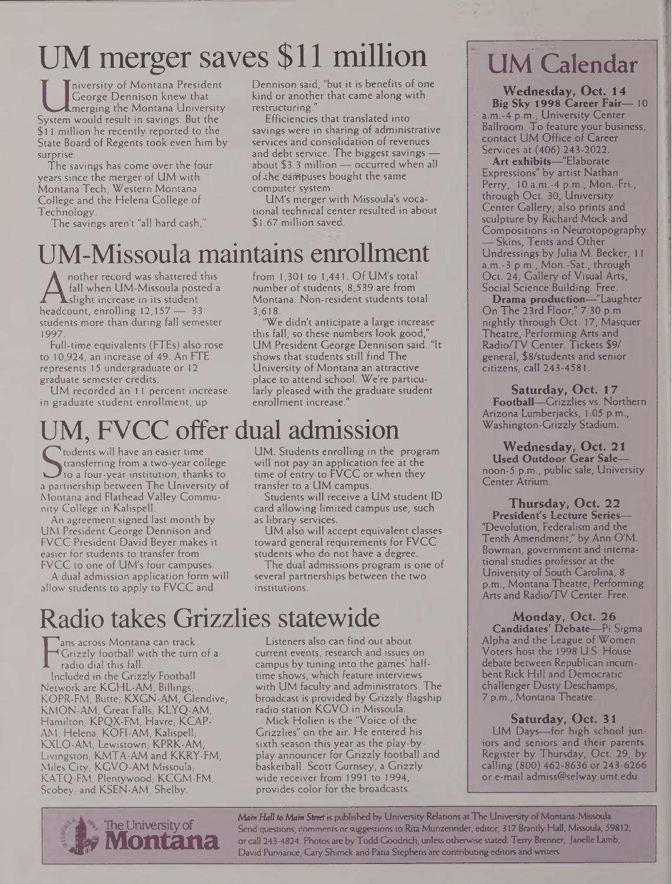# UM merger saves $11 million

University of Montana President George Dennison knew that merging the Montana University System would result in savings. But the $11 million he recently reported to the State Board of Regents took even him by surprise.

The savings has come over the four years since the merger of UM with Montana Tech, Western Montana College and the Helena College of Technology.

The savings aren't "all hard cash," Dennison said, "but it is benefits of one kind or another that came along with restructuring."

Efficiencies that translated into savings were in sharing of administrative services and consolidation of revenues and debt service. The biggest savings — about $3.3 million — occurred when all of the campuses bought the same computer system.

UM's merger with Missoula's vocational technical center resulted in about $1.67 million saved.

# UM-Missoula maintains enrollment

Another record was shattered this fall when UM-Missoula posted a slight increase in its student headcount, enrolling 12,157 — 33 students more than during fall semester 1997.

Full-time equivalents (FTEs) also rose to 10,924, an increase of 49. An FTE represents 15 undergraduate or 12 graduate semester credits.

UM recorded an 11 percent increase in graduate student enrollment, up from 1,301 to 1,441. Of UM's total number of students, 8,539 are from Montana. Non-resident students total 3,618.

"We didn't anticipate a large increase this fall, so these numbers look good," UM President George Dennison said. "It shows that students still find The University of Montana an attractive place to attend school. We're particularly pleased with the graduate student enrollment increase."

# UM, FVCC offer dual admission

Students will have an easier time transferring from a two-year college to a four-year institution, thanks to a partnership between The University of Montana and Flathead Valley Community College in Kalispell.

An agreement signed last month by UM President George Dennison and FVCC President David Beyer makes it easier for students to transfer from FVCC to one of UM's four campuses.

A dual admission application form will allow students to apply to FVCC and UM. Students enrolling in the program will not pay an application fee at the time of entry to FVCC or when they transfer to a UM campus.

Students will receive a UM student ID card allowing limited campus use, such as library services.

UM also will accept equivalent classes toward general requirements for FVCC students who do not have a degree.

The dual admissions program is one of several partnerships between the two institutions.

# Radio takes Grizzlies statewide

Fans across Montana can track Grizzly football with the turn of a radio dial this fall.

Included in the Grizzly Football Network are KGHL-AM, Billings; KOPR-FM, Butte; KXGN-AM, Glendive; KMON-AM, Great Falls; KLYQ-AM, Hamilton; KPQX-FM, Havre; KCAP-AM, Helena; KOFI-AM, Kalispell; KXLO-AM, Lewistown; KPRK-AM, Livingston; KMTA-AM and KKRY-FM, Miles City; KGVO-AM Missoula; KATQ-FM, Plentywood; KCGM-FM, Scobey; and KSEN-AM, Shelby.

Listeners also can find out about current events, research and issues on campus by tuning into the games' halftime shows, which feature interviews with UM faculty and administrators. The broadcast is provided by Grizzly flagship radio station KGVO in Missoula.

Mick Holien is the "Voice of the Grizzlies" on the air. He entered his sixth season this year as the play-by-play announcer for Grizzly football and basketball. Scott Gurnsey, a Grizzly wide receiver from 1991 to 1994, provides color for the broadcasts.

# UM Calendar

**Wednesday, Oct. 14**

**Big Sky 1998 Career Fair**— 10 a.m.-4 p.m., University Center Ballroom. To feature your business, contact UM Office of Career Services at (406) 243-2022.

**Art exhibits**—"Elaborate Expressions" by artist Nathan Perry, 10 a.m.-4 p.m., Mon.-Fri., through Oct. 30, University Center Gallery; also prints and sculpture by Richard Mock and Compositions in Neurotopography — Skins, Tents and Other Undressings by Julia M. Becker, 11 a.m.-3 p.m., Mon.-Sat., through Oct. 24, Gallery of Visual Arts, Social Science Building. Free.

**Drama production**—"Laughter On The 23rd Floor," 7:30 p.m. nightly through Oct. 17, Masquer Theatre, Performing Arts and Radio/TV Center. Tickets $9/general, $8/students and senior citizens; call 243-4581.

**Saturday, Oct. 17**

**Football**—Grizzlies vs. Northern Arizona Lumberjacks, 1:05 p.m., Washington-Grizzly Stadium.

**Wednesday, Oct. 21**

**Used Outdoor Gear Sale**— noon-5 p.m., public sale, University Center Atrium.

**Thursday, Oct. 22**

**President's Lecture Series**— "Devolution, Federalism and the Tenth Amendment," by Ann O'M. Bowman, government and international studies professor at the University of South Carolina, 8 p.m., Montana Theatre, Performing Arts and Radio/TV Center. Free.

**Monday, Oct. 26**

**Candidates' Debate**—Pi Sigma Alpha and the League of Women Voters host the 1998 U.S. House debate between Republican incumbent Rick Hill and Democratic challenger Dusty Deschamps, 7 p.m., Montana Theatre.

**Saturday, Oct. 31**

UM Days—for high school juniors and seniors and their parents. Register by Thursday, Oct. 29, by calling (800) 462-8636 or 243-6266 or e-mail admiss@selway.umt.edu.

The University of Montana

*Main Hall to Main Street* is published by University Relations at The University of Montana-Missoula. Send questions, comments or suggestions to Rita Munzenrider, editor, 317 Brantly Hall, Missoula, 59812, or call 243-4824. Photos are by Todd Goodrich, unless otherwise stated. Terry Brenner, Janelle Lamb, David Purviance, Cary Shimek and Patia Stephens are contributing editors and writers.